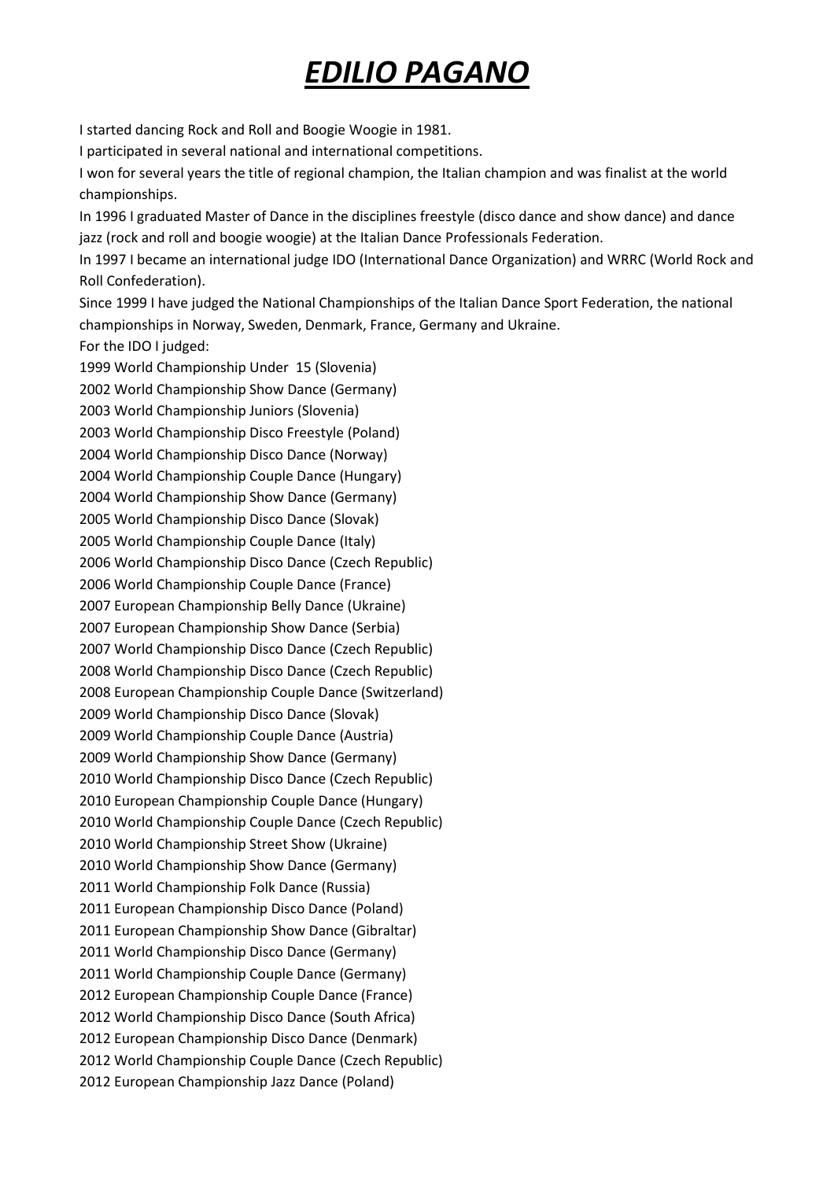# ***EDILIO PAGANO***

I started dancing Rock and Roll and Boogie Woogie in 1981.

I participated in several national and international competitions.

I won for several years the title of regional champion, the Italian champion and was finalist at the world championships.

In 1996 I graduated Master of Dance in the disciplines freestyle (disco dance and show dance) and dance jazz (rock and roll and boogie woogie) at the Italian Dance Professionals Federation.

In 1997 I became an international judge IDO (International Dance Organization) and WRRC (World Rock and Roll Confederation).

Since 1999 I have judged the National Championships of the Italian Dance Sport Federation, the national championships in Norway, Sweden, Denmark, France, Germany and Ukraine.

For the IDO I judged:

1999 World Championship Under 15 (Slovenia)
2002 World Championship Show Dance (Germany)
2003 World Championship Juniors (Slovenia)
2003 World Championship Disco Freestyle (Poland)
2004 World Championship Disco Dance (Norway)
2004 World Championship Couple Dance (Hungary)
2004 World Championship Show Dance (Germany)
2005 World Championship Disco Dance (Slovak)
2005 World Championship Couple Dance (Italy)
2006 World Championship Disco Dance (Czech Republic)
2006 World Championship Couple Dance (France)
2007 European Championship Belly Dance (Ukraine)
2007 European Championship Show Dance (Serbia)
2007 World Championship Disco Dance (Czech Republic)
2008 World Championship Disco Dance (Czech Republic)
2008 European Championship Couple Dance (Switzerland)
2009 World Championship Disco Dance (Slovak)
2009 World Championship Couple Dance (Austria)
2009 World Championship Show Dance (Germany)
2010 World Championship Disco Dance (Czech Republic)
2010 European Championship Couple Dance (Hungary)
2010 World Championship Couple Dance (Czech Republic)
2010 World Championship Street Show (Ukraine)
2010 World Championship Show Dance (Germany)
2011 World Championship Folk Dance (Russia)
2011 European Championship Disco Dance (Poland)
2011 European Championship Show Dance (Gibraltar)
2011 World Championship Disco Dance (Germany)
2011 World Championship Couple Dance (Germany)
2012 European Championship Couple Dance (France)
2012 World Championship Disco Dance (South Africa)
2012 European Championship Disco Dance (Denmark)
2012 World Championship Couple Dance (Czech Republic)
2012 European Championship Jazz Dance (Poland)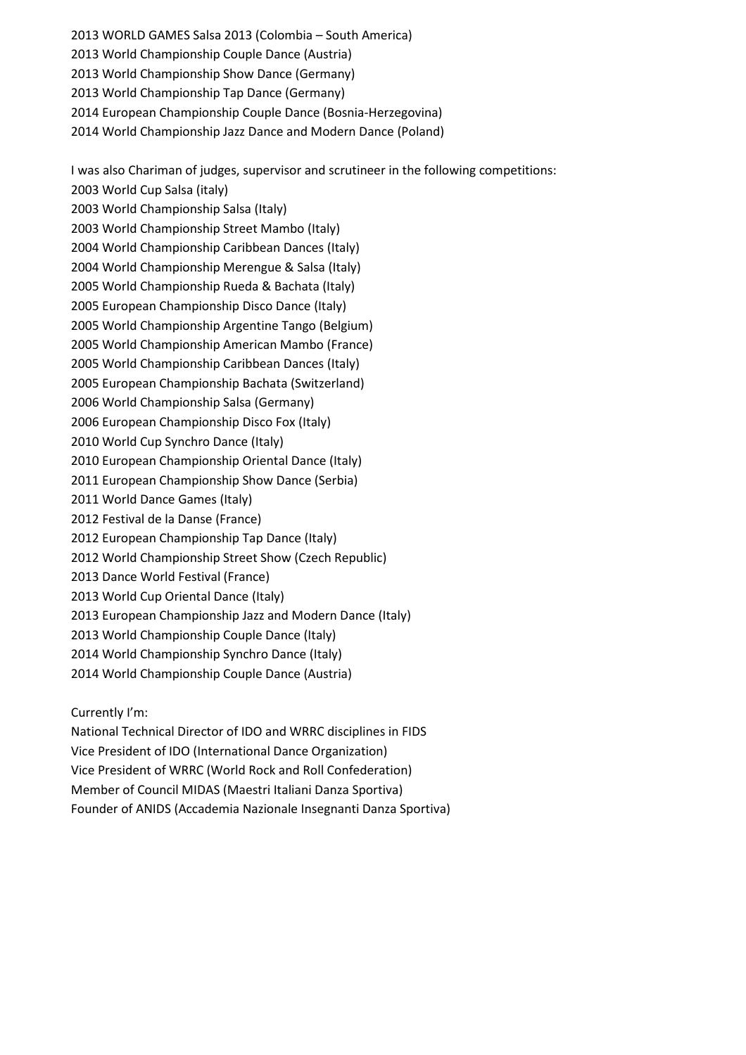2013 WORLD GAMES Salsa 2013 (Colombia – South America)
2013 World Championship Couple Dance (Austria)
2013 World Championship Show Dance (Germany)
2013 World Championship Tap Dance (Germany)
2014 European Championship Couple Dance (Bosnia-Herzegovina)
2014 World Championship Jazz Dance and Modern Dance (Poland)

I was also Chariman of judges, supervisor and scrutineer in the following competitions:
2003 World Cup Salsa (italy)
2003 World Championship Salsa (Italy)
2003 World Championship Street Mambo (Italy)
2004 World Championship Caribbean Dances (Italy)
2004 World Championship Merengue & Salsa (Italy)
2005 World Championship Rueda & Bachata (Italy)
2005 European Championship Disco Dance (Italy)
2005 World Championship Argentine Tango (Belgium)
2005 World Championship American Mambo (France)
2005 World Championship Caribbean Dances (Italy)
2005 European Championship Bachata (Switzerland)
2006 World Championship Salsa (Germany)
2006 European Championship Disco Fox (Italy)
2010 World Cup Synchro Dance (Italy)
2010 European Championship Oriental Dance (Italy)
2011 European Championship Show Dance (Serbia)
2011 World Dance Games (Italy)
2012 Festival de la Danse (France)
2012 European Championship Tap Dance (Italy)
2012 World Championship Street Show (Czech Republic)
2013 Dance World Festival (France)
2013 World Cup Oriental Dance (Italy)
2013 European Championship Jazz and Modern Dance (Italy)
2013 World Championship Couple Dance (Italy)
2014 World Championship Synchro Dance (Italy)
2014 World Championship Couple Dance (Austria)

Currently I'm:
National Technical Director of IDO and WRRC disciplines in FIDS
Vice President of IDO (International Dance Organization)
Vice President of WRRC (World Rock and Roll Confederation)
Member of Council MIDAS (Maestri Italiani Danza Sportiva)
Founder of ANIDS (Accademia Nazionale Insegnanti Danza Sportiva)